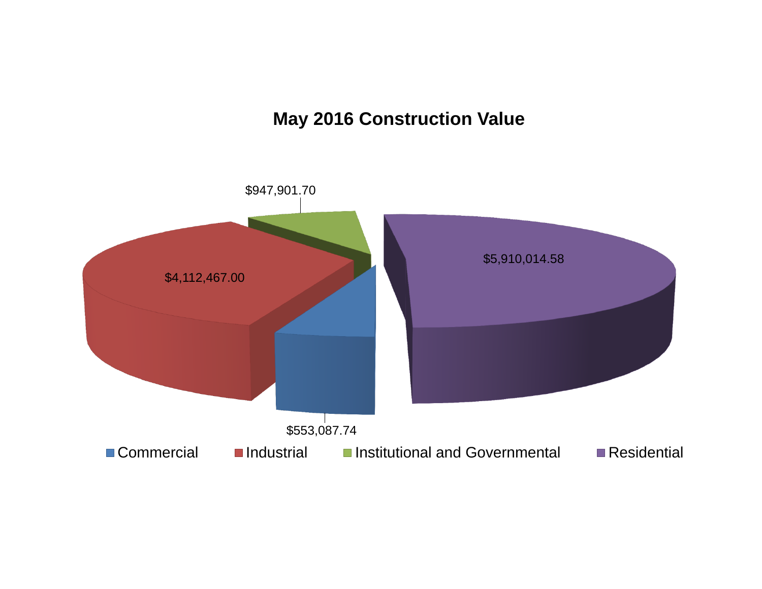# May 2016 Construction Value

| Category | Value |
|---|---|
| Commercial | $553,087.74 |
| Industrial | $4,112,467.00 |
| Institutional and Governmental | $947,901.70 |
| Residential | $5,910,014.58 |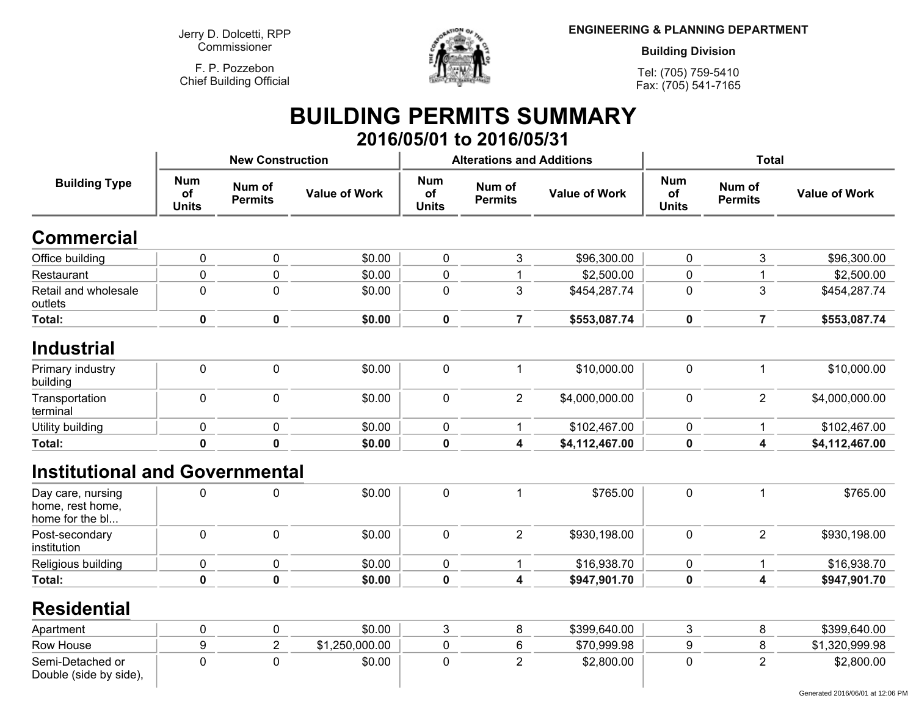Jerry D. Dolcetti, RPP
Commissioner

F. P. Pozzebon
Chief Building Official

**ENGINEERING & PLANNING DEPARTMENT**

**Building Division**

Tel: (705) 759-5410
Fax: (705) 541-7165

# BUILDING PERMITS SUMMARY

## 2016/05/01 to 2016/05/31

| Building Type | New Construction | | | Alterations and Additions | | | Total | | |
|---|---|---|---|---|---|---|---|---|---|
| | Num of Units | Num of Permits | Value of Work | Num of Units | Num of Permits | Value of Work | Num of Units | Num of Permits | Value of Work |
| **Commercial** | | | | | | | | | |
| Office building | 0 | 0 | $0.00 | 0 | 3 | $96,300.00 | 0 | 3 | $96,300.00 |
| Restaurant | 0 | 0 | $0.00 | 0 | 1 | $2,500.00 | 0 | 1 | $2,500.00 |
| Retail and wholesale outlets | 0 | 0 | $0.00 | 0 | 3 | $454,287.74 | 0 | 3 | $454,287.74 |
| **Total:** | **0** | **0** | **$0.00** | **0** | **7** | **$553,087.74** | **0** | **7** | **$553,087.74** |
| **Industrial** | | | | | | | | | |
| Primary industry building | 0 | 0 | $0.00 | 0 | 1 | $10,000.00 | 0 | 1 | $10,000.00 |
| Transportation terminal | 0 | 0 | $0.00 | 0 | 2 | $4,000,000.00 | 0 | 2 | $4,000,000.00 |
| Utility building | 0 | 0 | $0.00 | 0 | 1 | $102,467.00 | 0 | 1 | $102,467.00 |
| **Total:** | **0** | **0** | **$0.00** | **0** | **4** | **$4,112,467.00** | **0** | **4** | **$4,112,467.00** |
| **Institutional and Governmental** | | | | | | | | | |
| Day care, nursing home, rest home, home for the bl... | 0 | 0 | $0.00 | 0 | 1 | $765.00 | 0 | 1 | $765.00 |
| Post-secondary institution | 0 | 0 | $0.00 | 0 | 2 | $930,198.00 | 0 | 2 | $930,198.00 |
| Religious building | 0 | 0 | $0.00 | 0 | 1 | $16,938.70 | 0 | 1 | $16,938.70 |
| **Total:** | **0** | **0** | **$0.00** | **0** | **4** | **$947,901.70** | **0** | **4** | **$947,901.70** |
| **Residential** | | | | | | | | | |
| Apartment | 0 | 0 | $0.00 | 3 | 8 | $399,640.00 | 3 | 8 | $399,640.00 |
| Row House | 9 | 2 | $1,250,000.00 | 0 | 6 | $70,999.98 | 9 | 8 | $1,320,999.98 |
| Semi-Detached or Double (side by side), | 0 | 0 | $0.00 | 0 | 2 | $2,800.00 | 0 | 2 | $2,800.00 |

Generated 2016/06/01 at 12:06 PM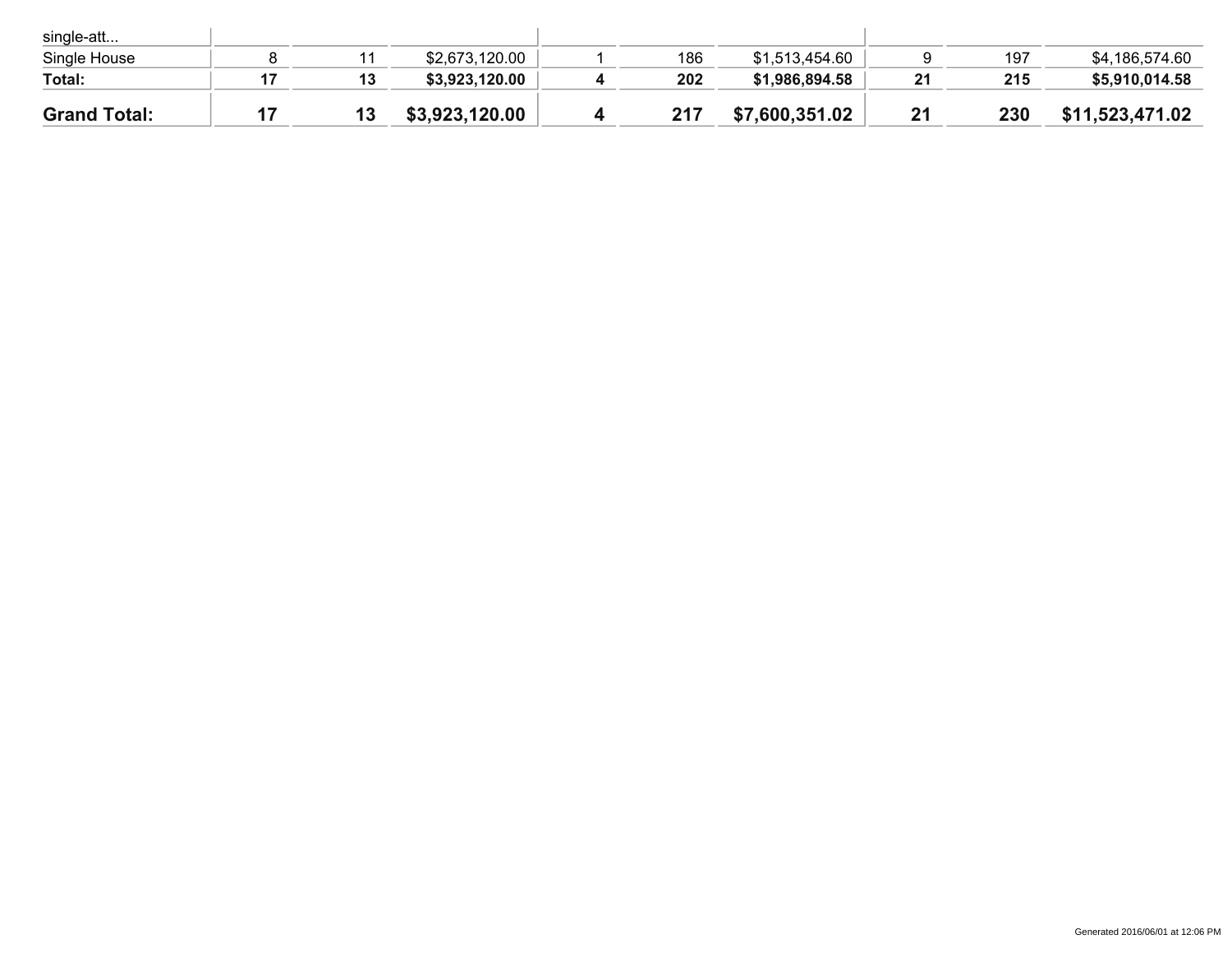| | | | | | | | | | |
|---|---|---|---|---|---|---|---|---|---|
| single-att... | | | | | | | | | |
| Single House | 8 | 11 | $2,673,120.00 | 1 | 186 | $1,513,454.60 | 9 | 197 | $4,186,574.60 |
| **Total:** | **17** | **13** | **$3,923,120.00** | **4** | **202** | **$1,986,894.58** | **21** | **215** | **$5,910,014.58** |
| **Grand Total:** | **17** | **13** | **$3,923,120.00** | **4** | **217** | **$7,600,351.02** | **21** | **230** | **$11,523,471.02** |

Generated 2016/06/01 at 12:06 PM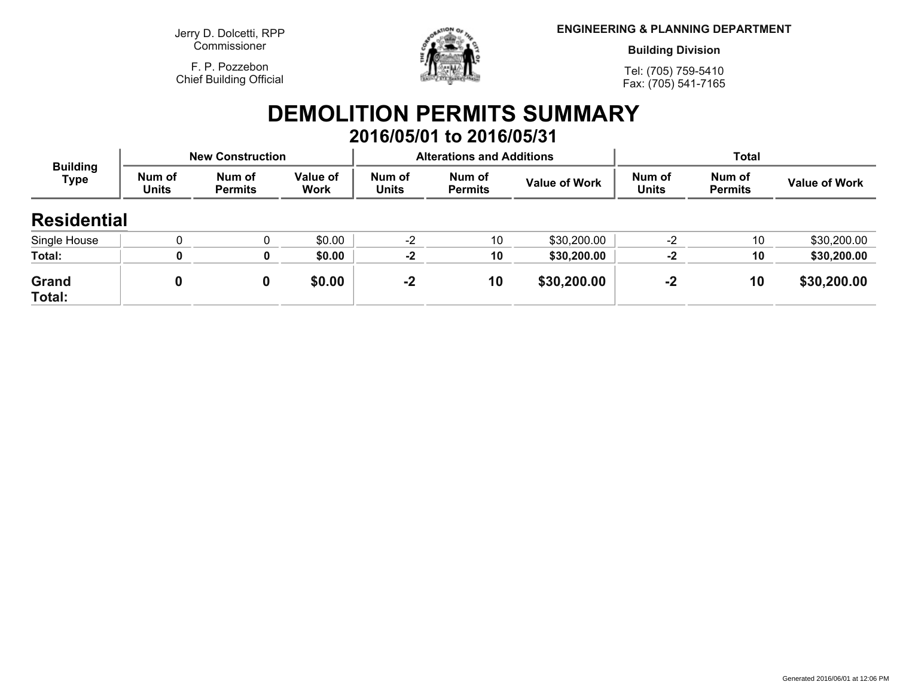Jerry D. Dolcetti, RPP
Commissioner

F. P. Pozzebon
Chief Building Official

**ENGINEERING & PLANNING DEPARTMENT**

**Building Division**

Tel: (705) 759-5410
Fax: (705) 541-7165

# DEMOLITION PERMITS SUMMARY

## 2016/05/01 to 2016/05/31

| Building Type | New Construction | | | Alterations and Additions | | | Total | | |
|---|---|---|---|---|---|---|---|---|---|
| | Num of Units | Num of Permits | Value of Work | Num of Units | Num of Permits | Value of Work | Num of Units | Num of Permits | Value of Work |
| **Residential** | | | | | | | | | |
| Single House | 0 | 0 | $0.00 | -2 | 10 | $30,200.00 | -2 | 10 | $30,200.00 |
| **Total:** | **0** | **0** | **$0.00** | **-2** | **10** | **$30,200.00** | **-2** | **10** | **$30,200.00** |
| **Grand Total:** | **0** | **0** | **$0.00** | **-2** | **10** | **$30,200.00** | **-2** | **10** | **$30,200.00** |

Generated 2016/06/01 at 12:06 PM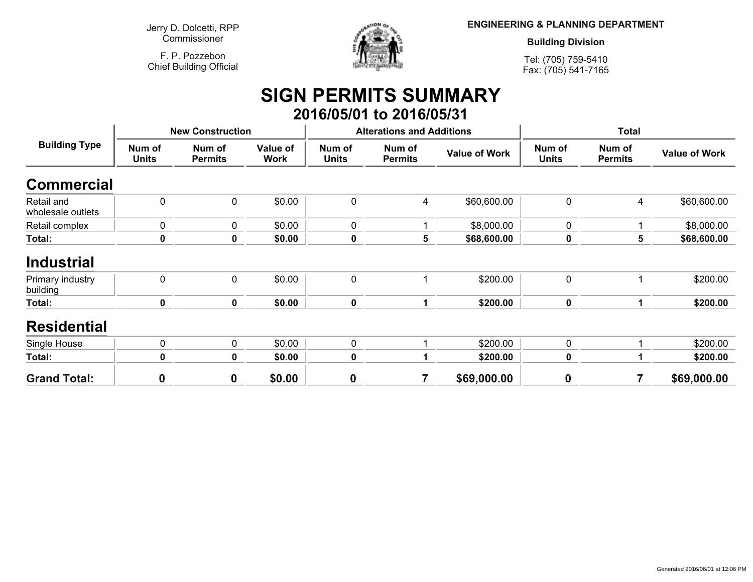Jerry D. Dolcetti, RPP
Commissioner

F. P. Pozzebon
Chief Building Official

**ENGINEERING & PLANNING DEPARTMENT**

**Building Division**

Tel: (705) 759-5410
Fax: (705) 541-7165

# SIGN PERMITS SUMMARY

## 2016/05/01 to 2016/05/31

| Building Type | New Construction | | | Alterations and Additions | | | Total | | |
|---|---|---|---|---|---|---|---|---|---|
| | Num of Units | Num of Permits | Value of Work | Num of Units | Num of Permits | Value of Work | Num of Units | Num of Permits | Value of Work |
| **Commercial** | | | | | | | | | |
| Retail and wholesale outlets | 0 | 0 | $0.00 | 0 | 4 | $60,600.00 | 0 | 4 | $60,600.00 |
| Retail complex | 0 | 0 | $0.00 | 0 | 1 | $8,000.00 | 0 | 1 | $8,000.00 |
| **Total:** | **0** | **0** | **$0.00** | **0** | **5** | **$68,600.00** | **0** | **5** | **$68,600.00** |
| **Industrial** | | | | | | | | | |
| Primary industry building | 0 | 0 | $0.00 | 0 | 1 | $200.00 | 0 | 1 | $200.00 |
| **Total:** | **0** | **0** | **$0.00** | **0** | **1** | **$200.00** | **0** | **1** | **$200.00** |
| **Residential** | | | | | | | | | |
| Single House | 0 | 0 | $0.00 | 0 | 1 | $200.00 | 0 | 1 | $200.00 |
| **Total:** | **0** | **0** | **$0.00** | **0** | **1** | **$200.00** | **0** | **1** | **$200.00** |
| **Grand Total:** | **0** | **0** | **$0.00** | **0** | **7** | **$69,000.00** | **0** | **7** | **$69,000.00** |

Generated 2016/06/01 at 12:06 PM